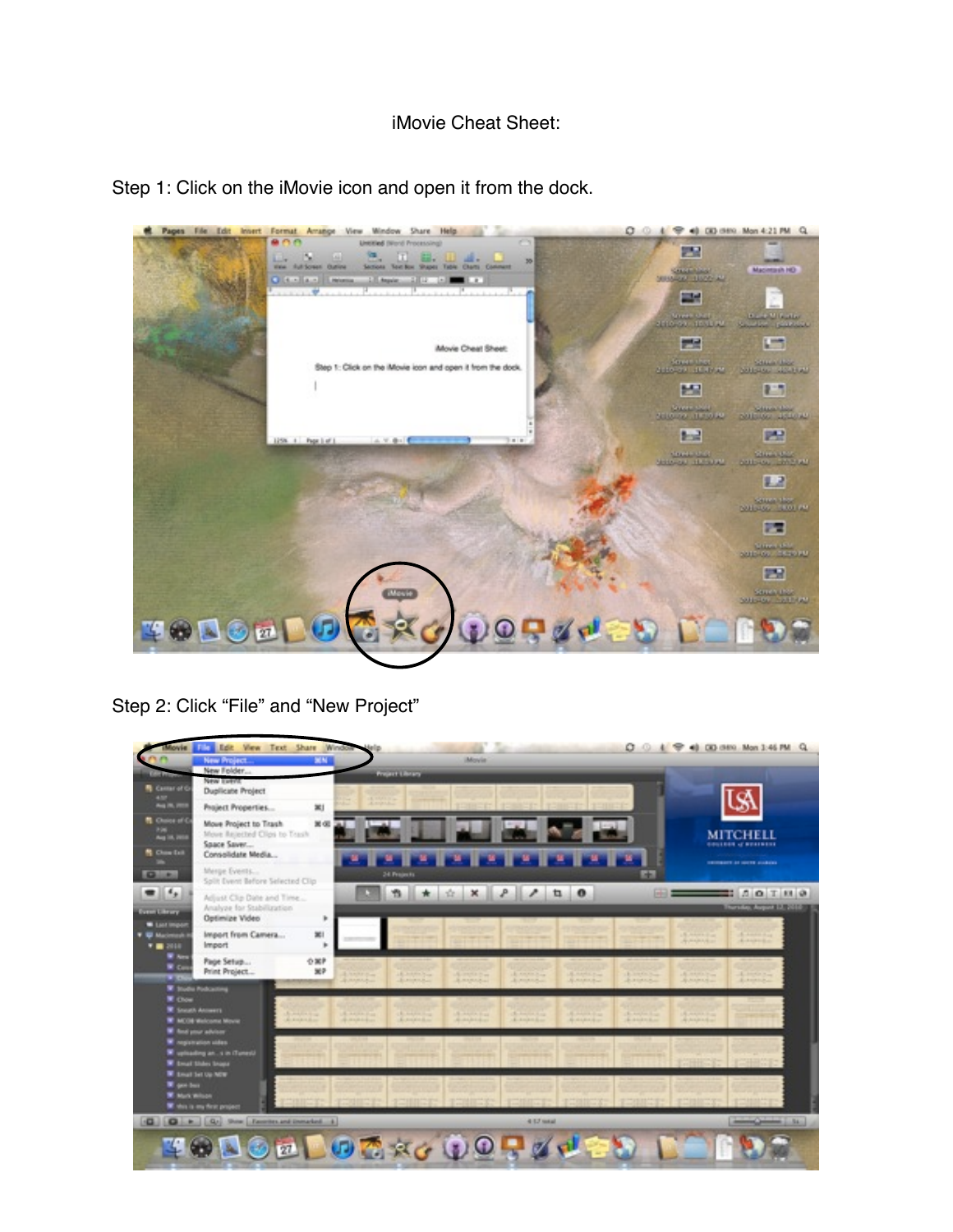# iMovie Cheat Sheet:

Step 1: Click on the iMovie icon and open it from the dock.

Step 2: Click "File" and "New Project"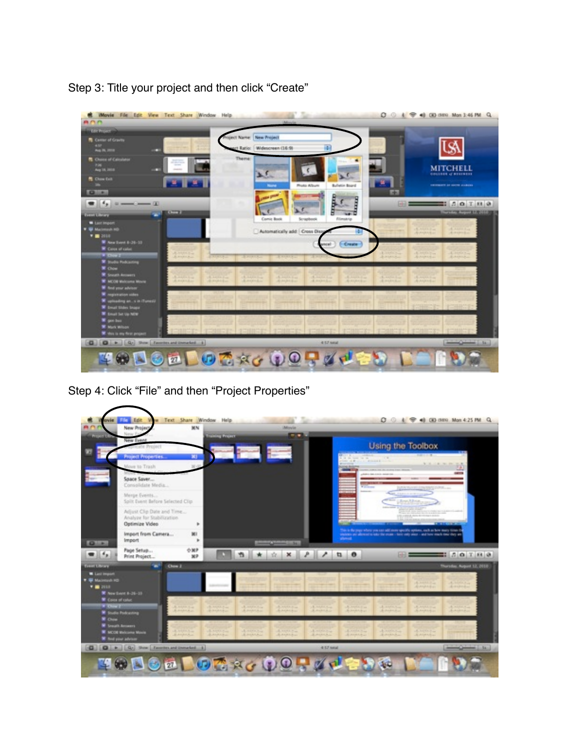Step 3: Title your project and then click "Create"

Step 4: Click "File" and then "Project Properties"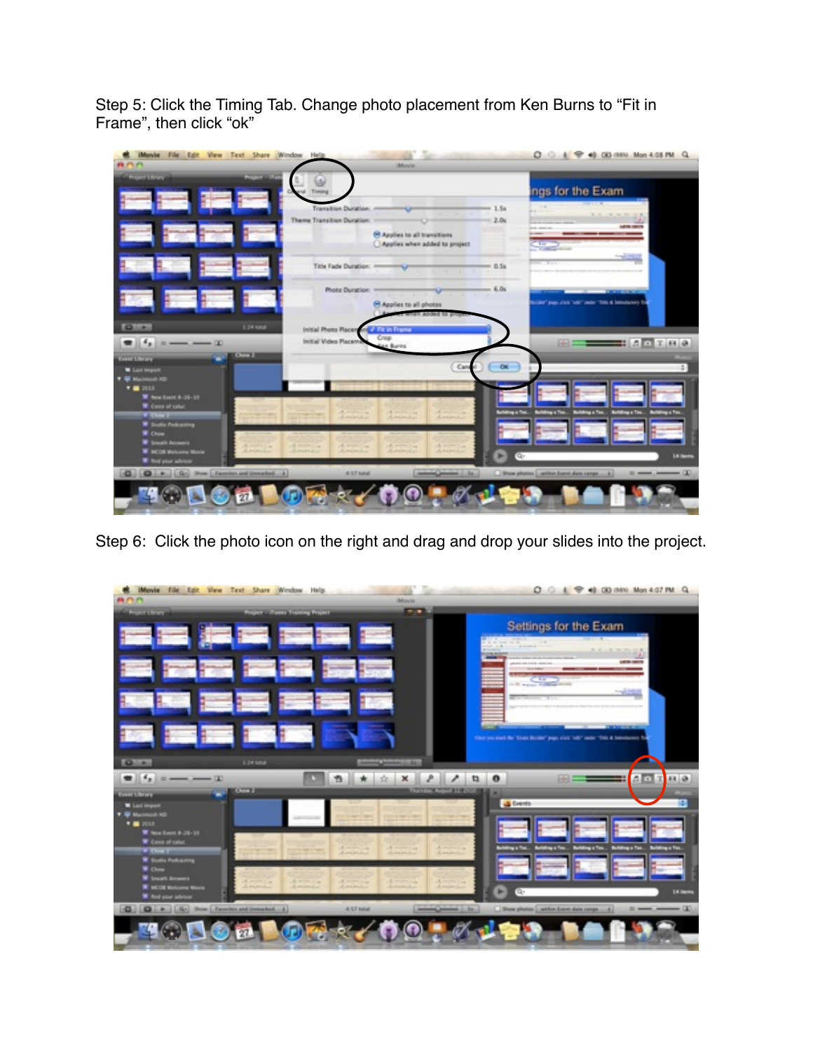Step 5: Click the Timing Tab. Change photo placement from Ken Burns to “Fit in Frame”, then click “ok”

Step 6: Click the photo icon on the right and drag and drop your slides into the project.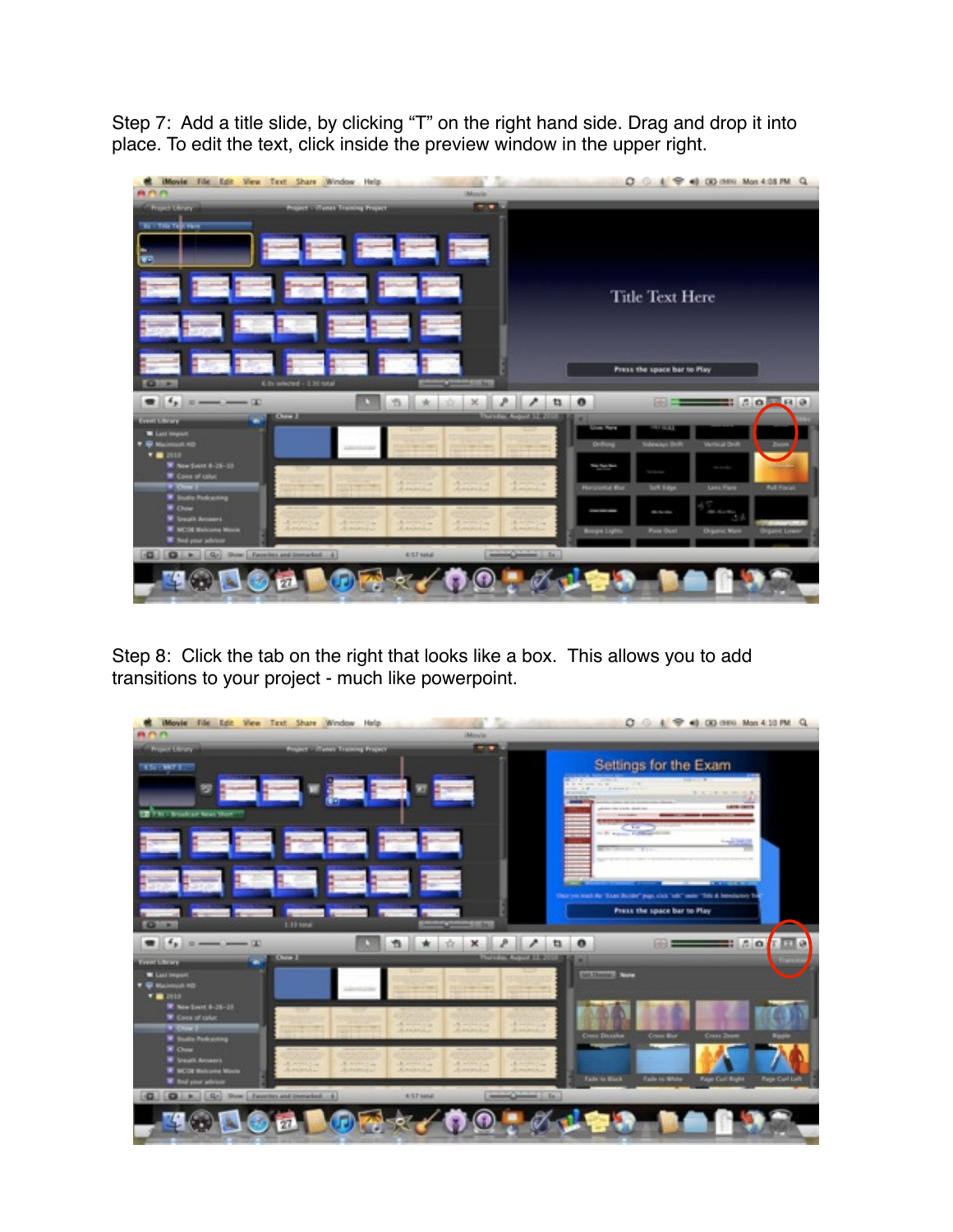Step 7: Add a title slide, by clicking "T" on the right hand side. Drag and drop it into place. To edit the text, click inside the preview window in the upper right.

Step 8: Click the tab on the right that looks like a box. This allows you to add transitions to your project - much like powerpoint.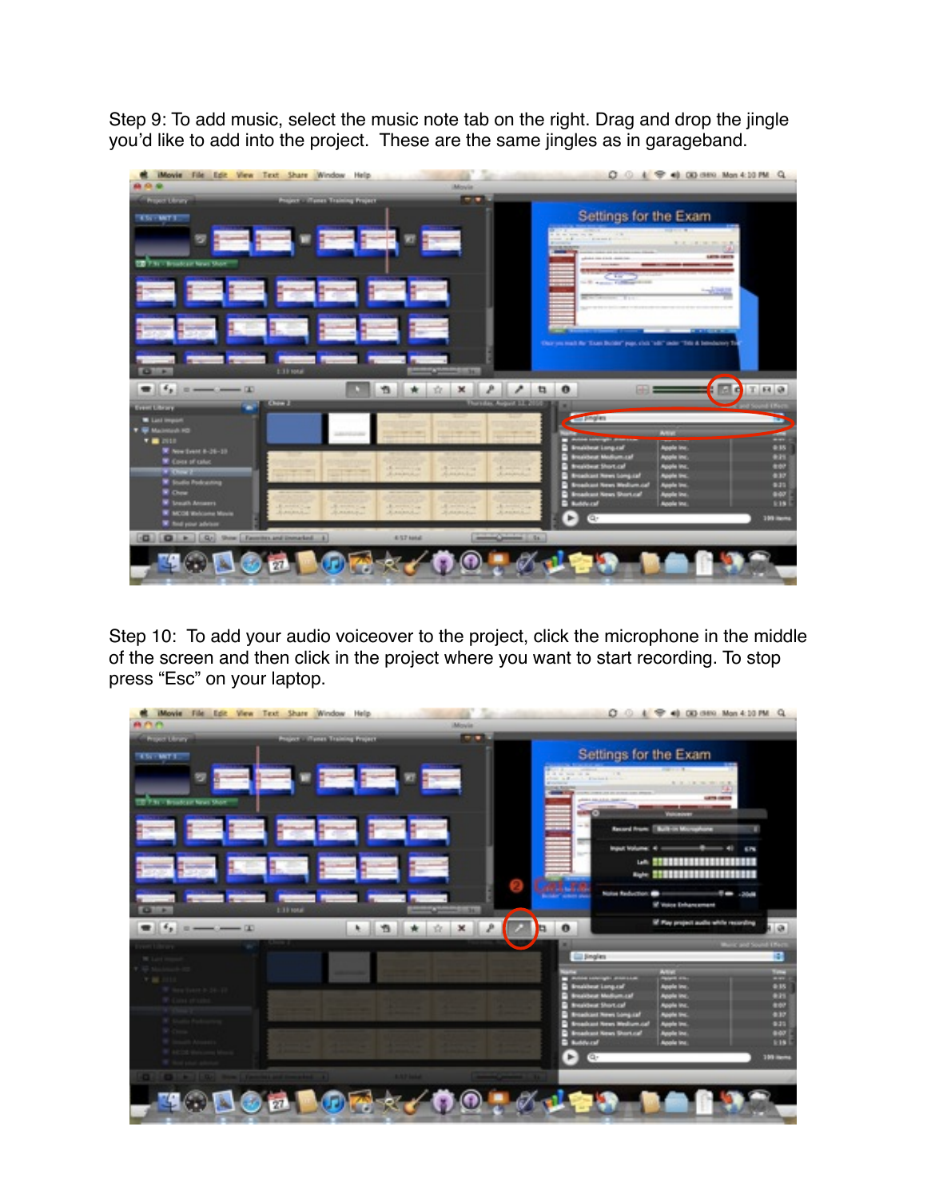Step 9: To add music, select the music note tab on the right. Drag and drop the jingle you'd like to add into the project. These are the same jingles as in garageband.

Step 10: To add your audio voiceover to the project, click the microphone in the middle of the screen and then click in the project where you want to start recording. To stop press "Esc" on your laptop.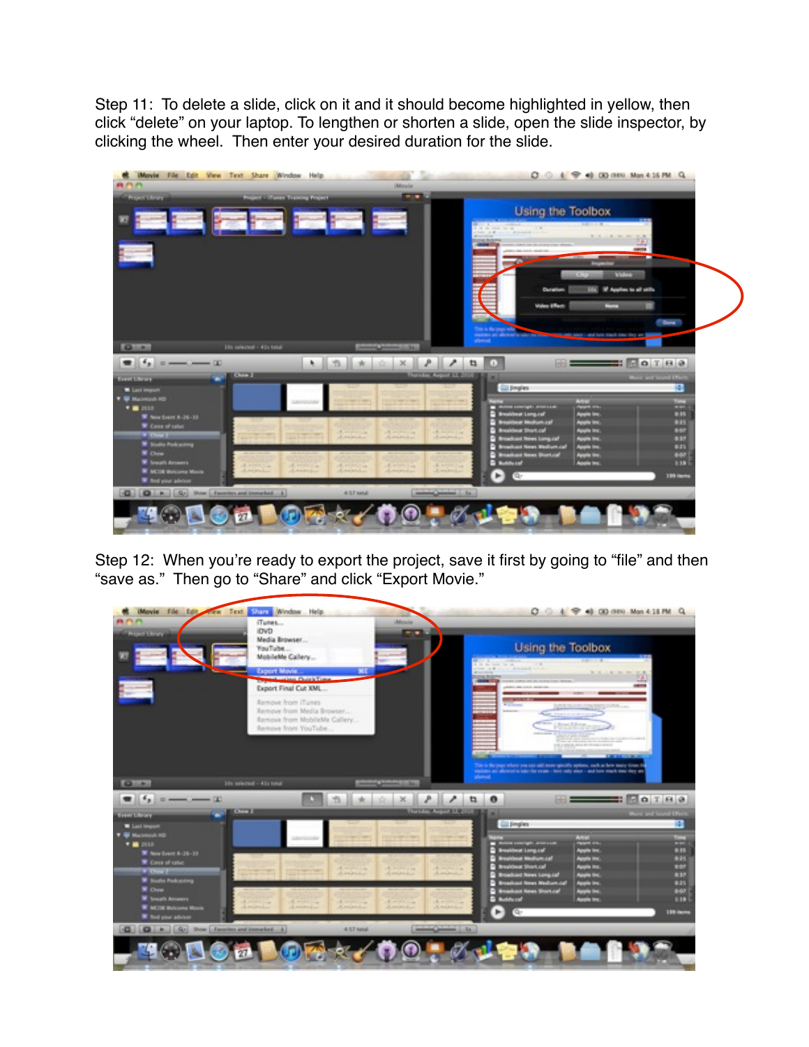Step 11: To delete a slide, click on it and it should become highlighted in yellow, then click “delete” on your laptop. To lengthen or shorten a slide, open the slide inspector, by clicking the wheel. Then enter your desired duration for the slide.

Step 12: When you’re ready to export the project, save it first by going to “file” and then “save as.” Then go to “Share” and click “Export Movie.”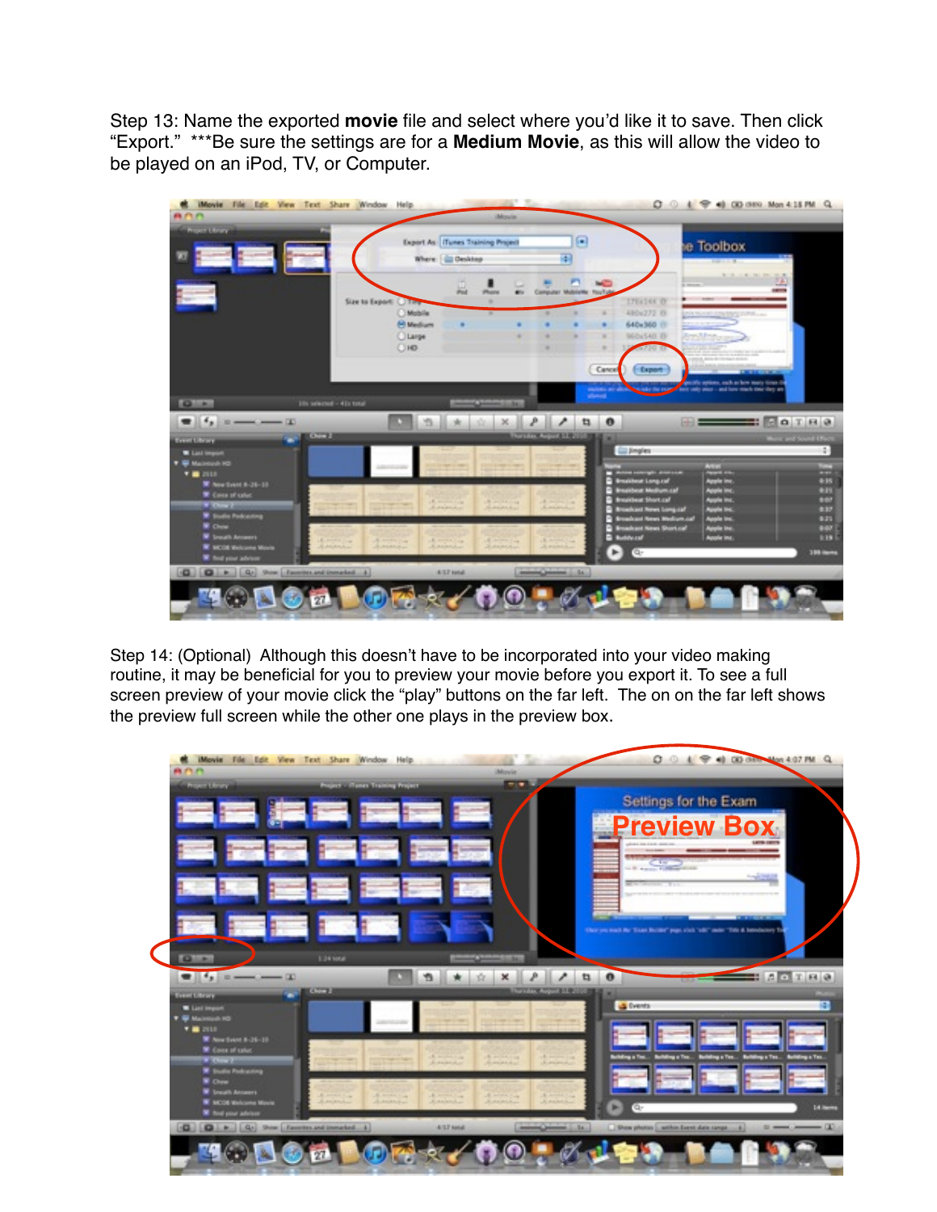Step 13: Name the exported **movie** file and select where you'd like it to save. Then click "Export." ***Be sure the settings are for a **Medium Movie**, as this will allow the video to be played on an iPod, TV, or Computer.

Step 14: (Optional) Although this doesn't have to be incorporated into your video making routine, it may be beneficial for you to preview your movie before you export it. To see a full screen preview of your movie click the "play" buttons on the far left. The on on the far left shows the preview full screen while the other one plays in the preview box.